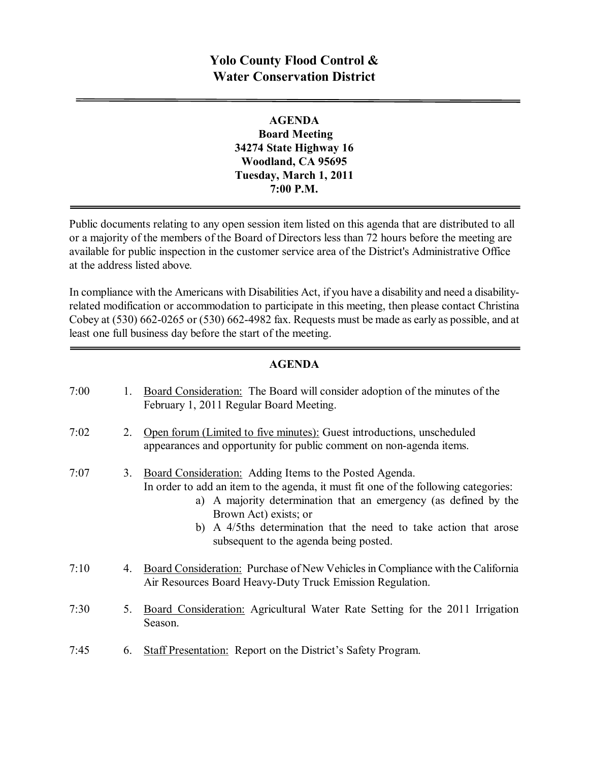# Yolo County Flood Control & Water Conservation District

**AGENDA**
**Board Meeting**
**34274 State Highway 16**
**Woodland, CA 95695**
**Tuesday, March 1, 2011**
**7:00 P.M.**

Public documents relating to any open session item listed on this agenda that are distributed to all or a majority of the members of the Board of Directors less than 72 hours before the meeting are available for public inspection in the customer service area of the District's Administrative Office at the address listed above.

In compliance with the Americans with Disabilities Act, if you have a disability and need a disability-related modification or accommodation to participate in this meeting, then please contact Christina Cobey at (530) 662-0265 or (530) 662-4982 fax. Requests must be made as early as possible, and at least one full business day before the start of the meeting.

## AGENDA

7:00 1. Board Consideration: The Board will consider adoption of the minutes of the February 1, 2011 Regular Board Meeting.

7:02 2. Open forum (Limited to five minutes): Guest introductions, unscheduled appearances and opportunity for public comment on non-agenda items.

7:07 3. Board Consideration: Adding Items to the Posted Agenda.
In order to add an item to the agenda, it must fit one of the following categories:
   a) A majority determination that an emergency (as defined by the Brown Act) exists; or
   b) A 4/5ths determination that the need to take action that arose subsequent to the agenda being posted.

7:10 4. Board Consideration: Purchase of New Vehicles in Compliance with the California Air Resources Board Heavy-Duty Truck Emission Regulation.

7:30 5. Board Consideration: Agricultural Water Rate Setting for the 2011 Irrigation Season.

7:45 6. Staff Presentation: Report on the District's Safety Program.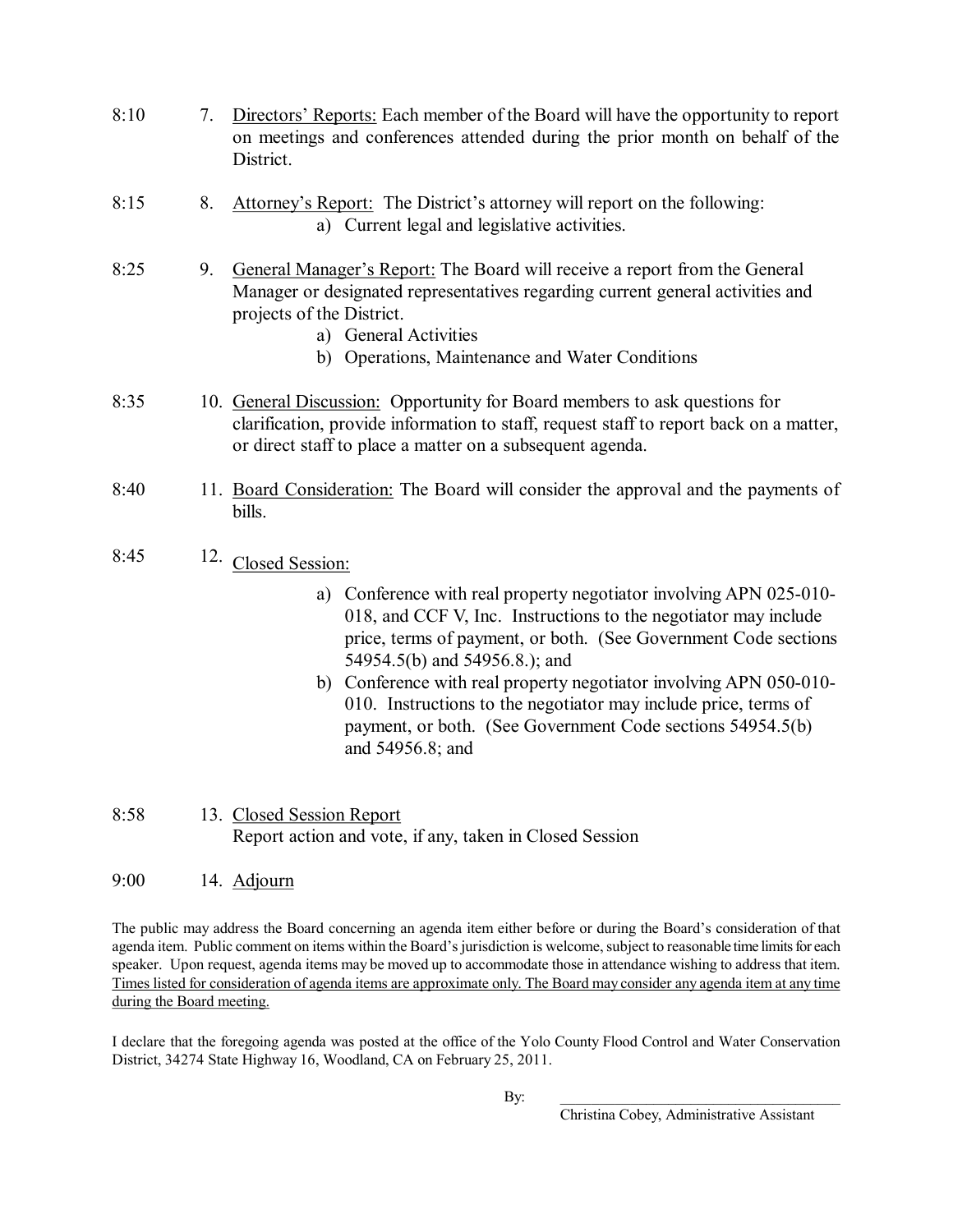8:10 7. Directors' Reports: Each member of the Board will have the opportunity to report on meetings and conferences attended during the prior month on behalf of the District.

8:15 8. Attorney's Report: The District's attorney will report on the following:

a) Current legal and legislative activities.

8:25 9. General Manager's Report: The Board will receive a report from the General Manager or designated representatives regarding current general activities and projects of the District.

a) General Activities
b) Operations, Maintenance and Water Conditions

8:35 10. General Discussion: Opportunity for Board members to ask questions for clarification, provide information to staff, request staff to report back on a matter, or direct staff to place a matter on a subsequent agenda.

8:40 11. Board Consideration: The Board will consider the approval and the payments of bills.

8:45 12. Closed Session:

a) Conference with real property negotiator involving APN 025-010-018, and CCF V, Inc. Instructions to the negotiator may include price, terms of payment, or both. (See Government Code sections 54954.5(b) and 54956.8.); and
b) Conference with real property negotiator involving APN 050-010-010. Instructions to the negotiator may include price, terms of payment, or both. (See Government Code sections 54954.5(b) and 54956.8; and

8:58 13. Closed Session Report
Report action and vote, if any, taken in Closed Session

9:00 14. Adjourn

The public may address the Board concerning an agenda item either before or during the Board's consideration of that agenda item. Public comment on items within the Board's jurisdiction is welcome, subject to reasonable time limits for each speaker. Upon request, agenda items may be moved up to accommodate those in attendance wishing to address that item. Times listed for consideration of agenda items are approximate only. The Board may consider any agenda item at any time during the Board meeting.

I declare that the foregoing agenda was posted at the office of the Yolo County Flood Control and Water Conservation District, 34274 State Highway 16, Woodland, CA on February 25, 2011.

By: \_\_\_\_\_\_\_\_\_\_\_\_\_\_\_\_\_\_\_\_\_\_\_\_\_\_\_\_\_\_\_\_
Christina Cobey, Administrative Assistant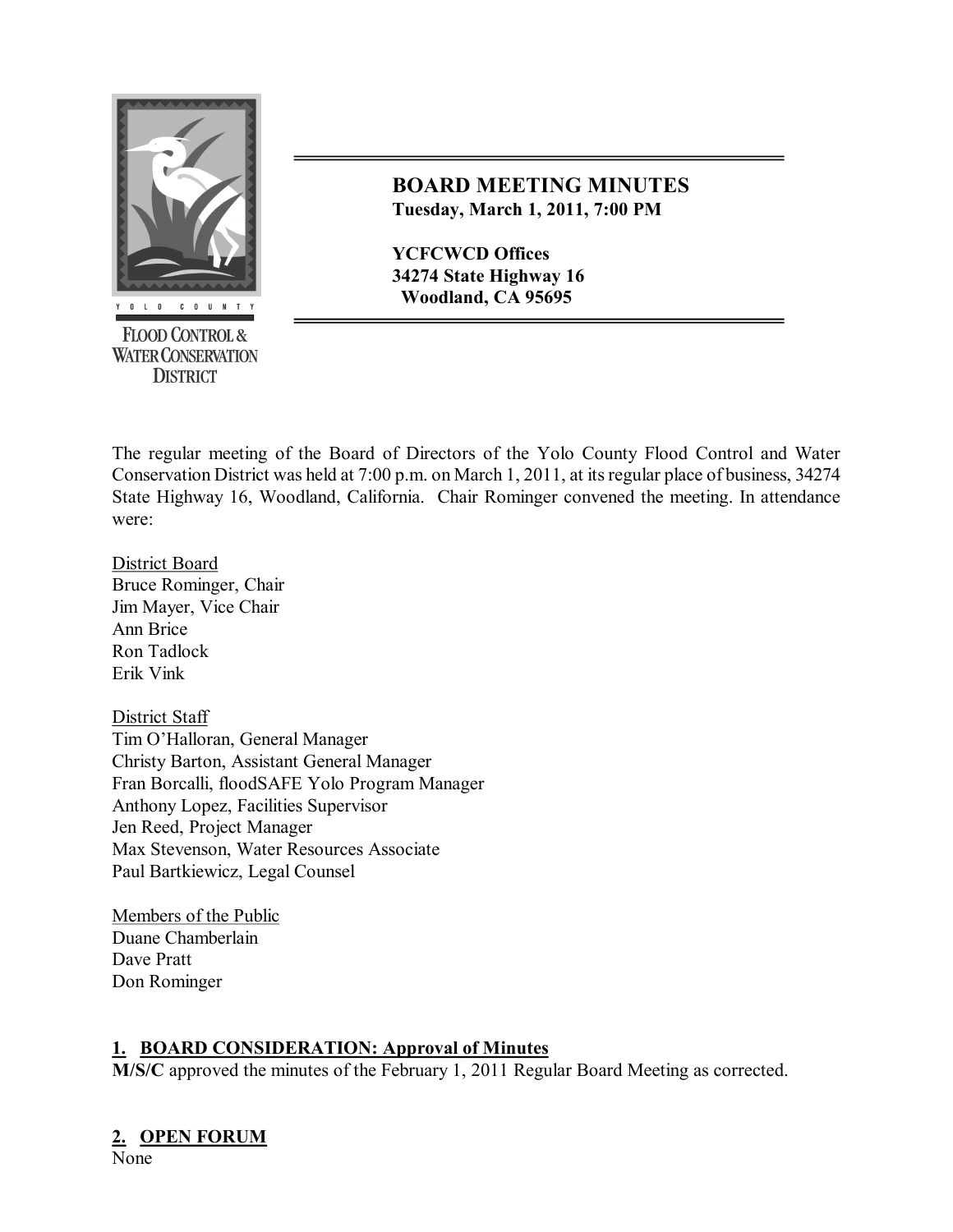# BOARD MEETING MINUTES

**Tuesday, March 1, 2011, 7:00 PM**

**YCFCWCD Offices**
**34274 State Highway 16**
**Woodland, CA 95695**

The regular meeting of the Board of Directors of the Yolo County Flood Control and Water Conservation District was held at 7:00 p.m. on March 1, 2011, at its regular place of business, 34274 State Highway 16, Woodland, California. Chair Rominger convened the meeting. In attendance were:

District Board
Bruce Rominger, Chair
Jim Mayer, Vice Chair
Ann Brice
Ron Tadlock
Erik Vink

District Staff
Tim O'Halloran, General Manager
Christy Barton, Assistant General Manager
Fran Borcalli, floodSAFE Yolo Program Manager
Anthony Lopez, Facilities Supervisor
Jen Reed, Project Manager
Max Stevenson, Water Resources Associate
Paul Bartkiewicz, Legal Counsel

Members of the Public
Duane Chamberlain
Dave Pratt
Don Rominger

## 1. BOARD CONSIDERATION: Approval of Minutes

**M/S/C** approved the minutes of the February 1, 2011 Regular Board Meeting as corrected.

## 2. OPEN FORUM

None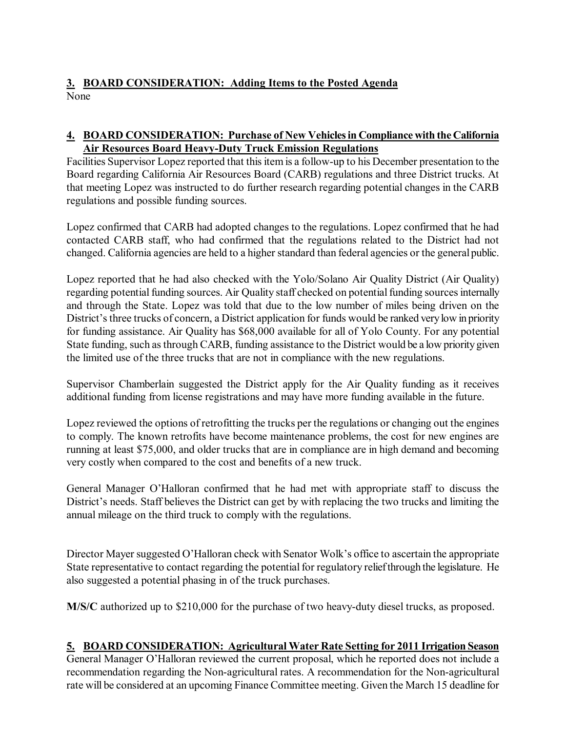**3. BOARD CONSIDERATION: Adding Items to the Posted Agenda**

None

**4. BOARD CONSIDERATION: Purchase of New Vehicles in Compliance with the California Air Resources Board Heavy-Duty Truck Emission Regulations**

Facilities Supervisor Lopez reported that this item is a follow-up to his December presentation to the Board regarding California Air Resources Board (CARB) regulations and three District trucks. At that meeting Lopez was instructed to do further research regarding potential changes in the CARB regulations and possible funding sources.

Lopez confirmed that CARB had adopted changes to the regulations. Lopez confirmed that he had contacted CARB staff, who had confirmed that the regulations related to the District had not changed. California agencies are held to a higher standard than federal agencies or the general public.

Lopez reported that he had also checked with the Yolo/Solano Air Quality District (Air Quality) regarding potential funding sources. Air Quality staff checked on potential funding sources internally and through the State. Lopez was told that due to the low number of miles being driven on the District's three trucks of concern, a District application for funds would be ranked very low in priority for funding assistance. Air Quality has $68,000 available for all of Yolo County. For any potential State funding, such as through CARB, funding assistance to the District would be a low priority given the limited use of the three trucks that are not in compliance with the new regulations.

Supervisor Chamberlain suggested the District apply for the Air Quality funding as it receives additional funding from license registrations and may have more funding available in the future.

Lopez reviewed the options of retrofitting the trucks per the regulations or changing out the engines to comply. The known retrofits have become maintenance problems, the cost for new engines are running at least $75,000, and older trucks that are in compliance are in high demand and becoming very costly when compared to the cost and benefits of a new truck.

General Manager O'Halloran confirmed that he had met with appropriate staff to discuss the District's needs. Staff believes the District can get by with replacing the two trucks and limiting the annual mileage on the third truck to comply with the regulations.

Director Mayer suggested O'Halloran check with Senator Wolk's office to ascertain the appropriate State representative to contact regarding the potential for regulatory relief through the legislature. He also suggested a potential phasing in of the truck purchases.

**M/S/C** authorized up to $210,000 for the purchase of two heavy-duty diesel trucks, as proposed.

**5. BOARD CONSIDERATION: Agricultural Water Rate Setting for 2011 Irrigation Season**

General Manager O'Halloran reviewed the current proposal, which he reported does not include a recommendation regarding the Non-agricultural rates. A recommendation for the Non-agricultural rate will be considered at an upcoming Finance Committee meeting. Given the March 15 deadline for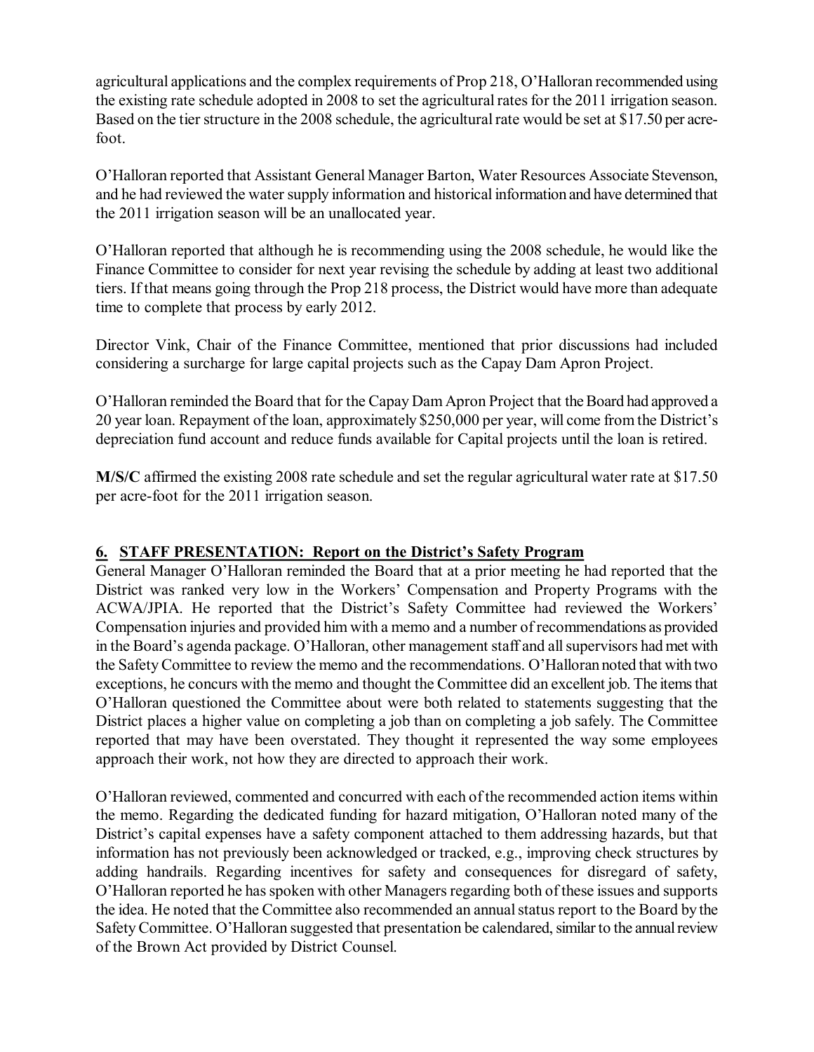agricultural applications and the complex requirements of Prop 218, O'Halloran recommended using the existing rate schedule adopted in 2008 to set the agricultural rates for the 2011 irrigation season. Based on the tier structure in the 2008 schedule, the agricultural rate would be set at $17.50 per acre-foot.

O'Halloran reported that Assistant General Manager Barton, Water Resources Associate Stevenson, and he had reviewed the water supply information and historical information and have determined that the 2011 irrigation season will be an unallocated year.

O'Halloran reported that although he is recommending using the 2008 schedule, he would like the Finance Committee to consider for next year revising the schedule by adding at least two additional tiers. If that means going through the Prop 218 process, the District would have more than adequate time to complete that process by early 2012.

Director Vink, Chair of the Finance Committee, mentioned that prior discussions had included considering a surcharge for large capital projects such as the Capay Dam Apron Project.

O'Halloran reminded the Board that for the Capay Dam Apron Project that the Board had approved a 20 year loan. Repayment of the loan, approximately $250,000 per year, will come from the District's depreciation fund account and reduce funds available for Capital projects until the loan is retired.

**M/S/C** affirmed the existing 2008 rate schedule and set the regular agricultural water rate at $17.50 per acre-foot for the 2011 irrigation season.

## 6. STAFF PRESENTATION: Report on the District's Safety Program

General Manager O'Halloran reminded the Board that at a prior meeting he had reported that the District was ranked very low in the Workers' Compensation and Property Programs with the ACWA/JPIA. He reported that the District's Safety Committee had reviewed the Workers' Compensation injuries and provided him with a memo and a number of recommendations as provided in the Board's agenda package. O'Halloran, other management staff and all supervisors had met with the Safety Committee to review the memo and the recommendations. O'Halloran noted that with two exceptions, he concurs with the memo and thought the Committee did an excellent job. The items that O'Halloran questioned the Committee about were both related to statements suggesting that the District places a higher value on completing a job than on completing a job safely. The Committee reported that may have been overstated. They thought it represented the way some employees approach their work, not how they are directed to approach their work.

O'Halloran reviewed, commented and concurred with each of the recommended action items within the memo. Regarding the dedicated funding for hazard mitigation, O'Halloran noted many of the District's capital expenses have a safety component attached to them addressing hazards, but that information has not previously been acknowledged or tracked, e.g., improving check structures by adding handrails. Regarding incentives for safety and consequences for disregard of safety, O'Halloran reported he has spoken with other Managers regarding both of these issues and supports the idea. He noted that the Committee also recommended an annual status report to the Board by the Safety Committee. O'Halloran suggested that presentation be calendared, similar to the annual review of the Brown Act provided by District Counsel.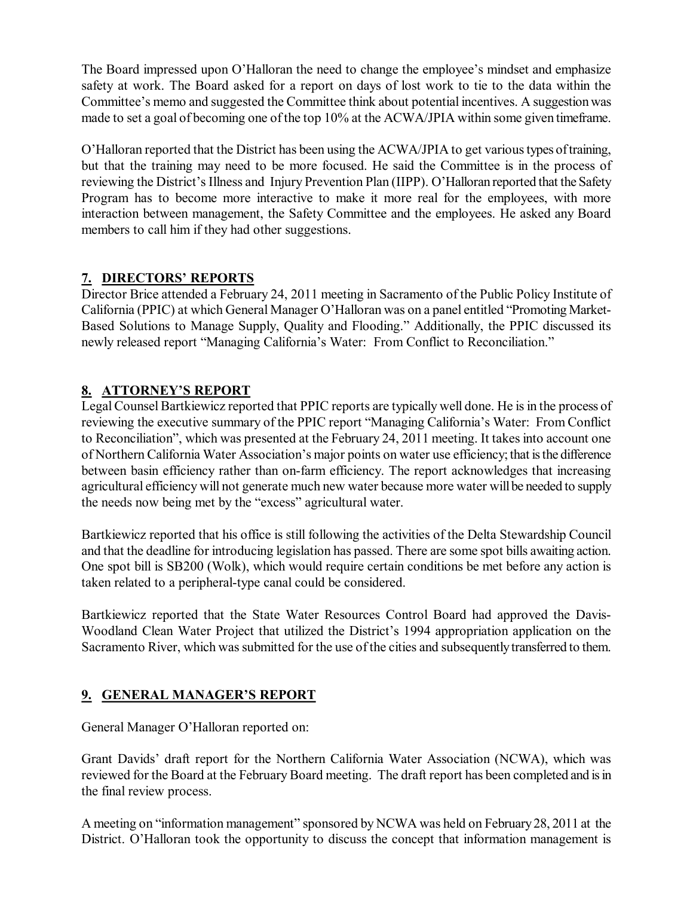The Board impressed upon O'Halloran the need to change the employee's mindset and emphasize safety at work. The Board asked for a report on days of lost work to tie to the data within the Committee's memo and suggested the Committee think about potential incentives. A suggestion was made to set a goal of becoming one of the top 10% at the ACWA/JPIA within some given timeframe.

O'Halloran reported that the District has been using the ACWA/JPIA to get various types of training, but that the training may need to be more focused. He said the Committee is in the process of reviewing the District's Illness and Injury Prevention Plan (IIPP). O'Halloran reported that the Safety Program has to become more interactive to make it more real for the employees, with more interaction between management, the Safety Committee and the employees. He asked any Board members to call him if they had other suggestions.

## 7. DIRECTORS' REPORTS

Director Brice attended a February 24, 2011 meeting in Sacramento of the Public Policy Institute of California (PPIC) at which General Manager O'Halloran was on a panel entitled "Promoting Market-Based Solutions to Manage Supply, Quality and Flooding." Additionally, the PPIC discussed its newly released report "Managing California's Water: From Conflict to Reconciliation."

## 8. ATTORNEY'S REPORT

Legal Counsel Bartkiewicz reported that PPIC reports are typically well done. He is in the process of reviewing the executive summary of the PPIC report "Managing California's Water: From Conflict to Reconciliation", which was presented at the February 24, 2011 meeting. It takes into account one of Northern California Water Association's major points on water use efficiency; that is the difference between basin efficiency rather than on-farm efficiency. The report acknowledges that increasing agricultural efficiency will not generate much new water because more water will be needed to supply the needs now being met by the "excess" agricultural water.

Bartkiewicz reported that his office is still following the activities of the Delta Stewardship Council and that the deadline for introducing legislation has passed. There are some spot bills awaiting action. One spot bill is SB200 (Wolk), which would require certain conditions be met before any action is taken related to a peripheral-type canal could be considered.

Bartkiewicz reported that the State Water Resources Control Board had approved the Davis-Woodland Clean Water Project that utilized the District's 1994 appropriation application on the Sacramento River, which was submitted for the use of the cities and subsequently transferred to them.

## 9. GENERAL MANAGER'S REPORT

General Manager O'Halloran reported on:

Grant Davids' draft report for the Northern California Water Association (NCWA), which was reviewed for the Board at the February Board meeting. The draft report has been completed and is in the final review process.

A meeting on "information management" sponsored by NCWA was held on February 28, 2011 at the District. O'Halloran took the opportunity to discuss the concept that information management is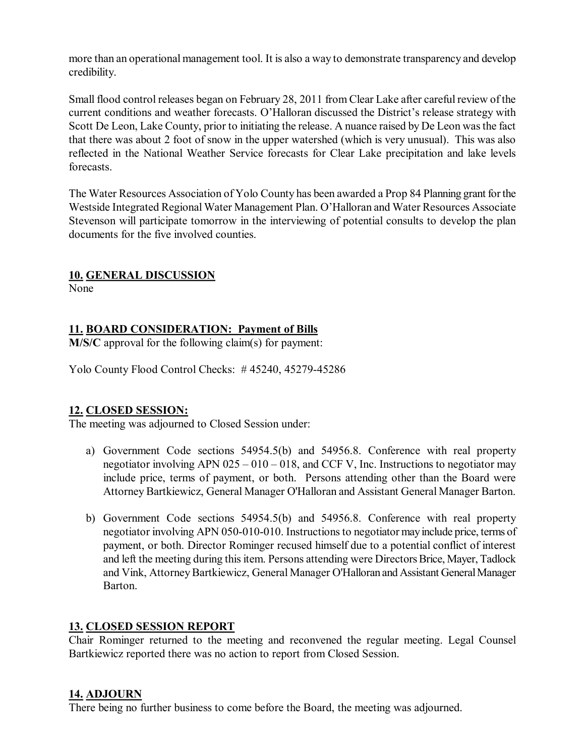more than an operational management tool. It is also a way to demonstrate transparency and develop credibility.

Small flood control releases began on February 28, 2011 from Clear Lake after careful review of the current conditions and weather forecasts. O'Halloran discussed the District's release strategy with Scott De Leon, Lake County, prior to initiating the release. A nuance raised by De Leon was the fact that there was about 2 foot of snow in the upper watershed (which is very unusual). This was also reflected in the National Weather Service forecasts for Clear Lake precipitation and lake levels forecasts.

The Water Resources Association of Yolo County has been awarded a Prop 84 Planning grant for the Westside Integrated Regional Water Management Plan. O'Halloran and Water Resources Associate Stevenson will participate tomorrow in the interviewing of potential consults to develop the plan documents for the five involved counties.

## 10. GENERAL DISCUSSION

None

## 11. BOARD CONSIDERATION: Payment of Bills

**M/S/C** approval for the following claim(s) for payment:

Yolo County Flood Control Checks: # 45240, 45279-45286

## 12. CLOSED SESSION:

The meeting was adjourned to Closed Session under:

a) Government Code sections 54954.5(b) and 54956.8. Conference with real property negotiator involving APN 025 – 010 – 018, and CCF V, Inc. Instructions to negotiator may include price, terms of payment, or both. Persons attending other than the Board were Attorney Bartkiewicz, General Manager O'Halloran and Assistant General Manager Barton.

b) Government Code sections 54954.5(b) and 54956.8. Conference with real property negotiator involving APN 050-010-010. Instructions to negotiator may include price, terms of payment, or both. Director Rominger recused himself due to a potential conflict of interest and left the meeting during this item. Persons attending were Directors Brice, Mayer, Tadlock and Vink, Attorney Bartkiewicz, General Manager O'Halloran and Assistant General Manager Barton.

## 13. CLOSED SESSION REPORT

Chair Rominger returned to the meeting and reconvened the regular meeting. Legal Counsel Bartkiewicz reported there was no action to report from Closed Session.

## 14. ADJOURN

There being no further business to come before the Board, the meeting was adjourned.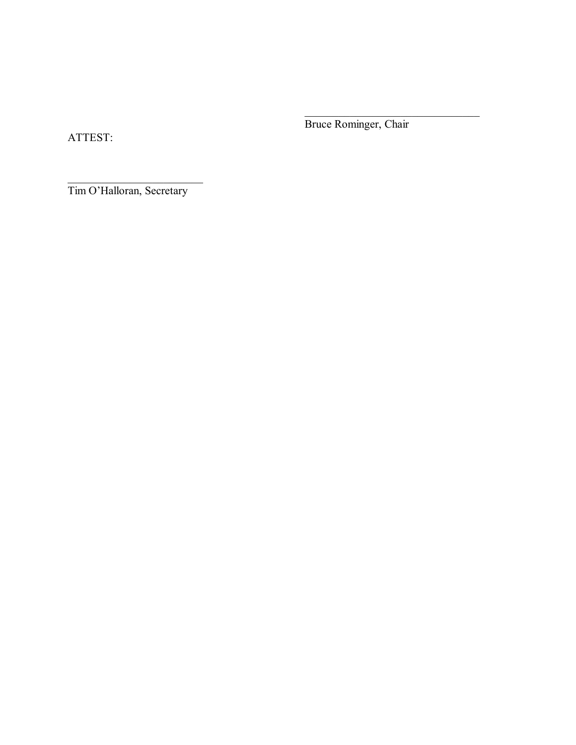______________________________

Bruce Rominger, Chair

ATTEST:

______________________________

Tim O'Halloran, Secretary